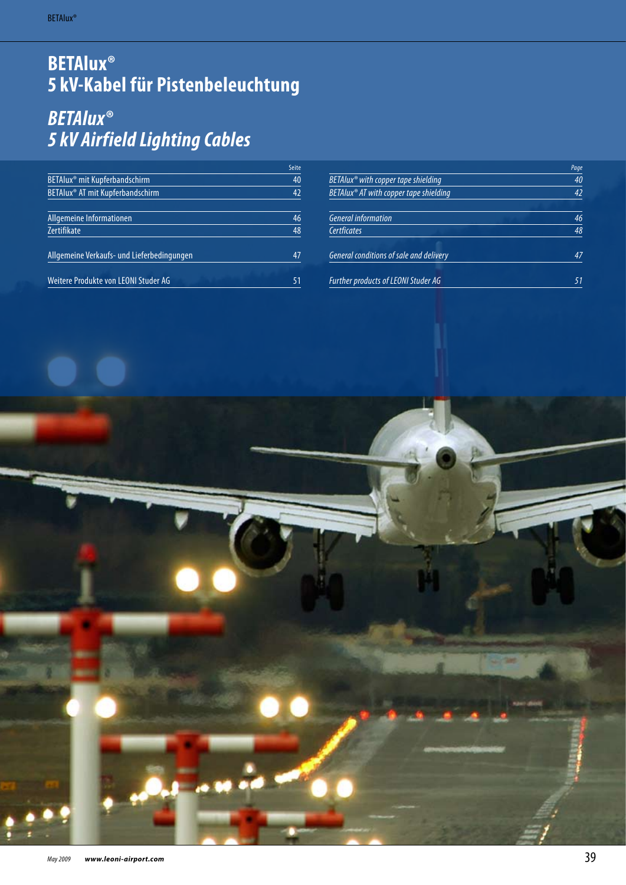# BETAlux®
# 5 kV-Kabel für Pistenbeleuchtung

# *BETAlux®*
# *5 kV Airfield Lighting Cables*

| | Seite |
|---|---|
| BETAlux® mit Kupferbandschirm | 40 |
| BETAlux® AT mit Kupferbandschirm | 42 |
| Allgemeine Informationen | 46 |
| Zertifikate | 48 |
| Allgemeine Verkaufs- und Lieferbedingungen | 47 |
| Weitere Produkte von LEONI Studer AG | 51 |

| | *Page* |
|---|---|
| *BETAlux® with copper tape shielding* | *40* |
| *BETAlux® AT with copper tape shielding* | *42* |
| *General information* | *46* |
| *Certficates* | *48* |
| *General conditions of sale and delivery* | *47* |
| *Further products of LEONI Studer AG* | *51* |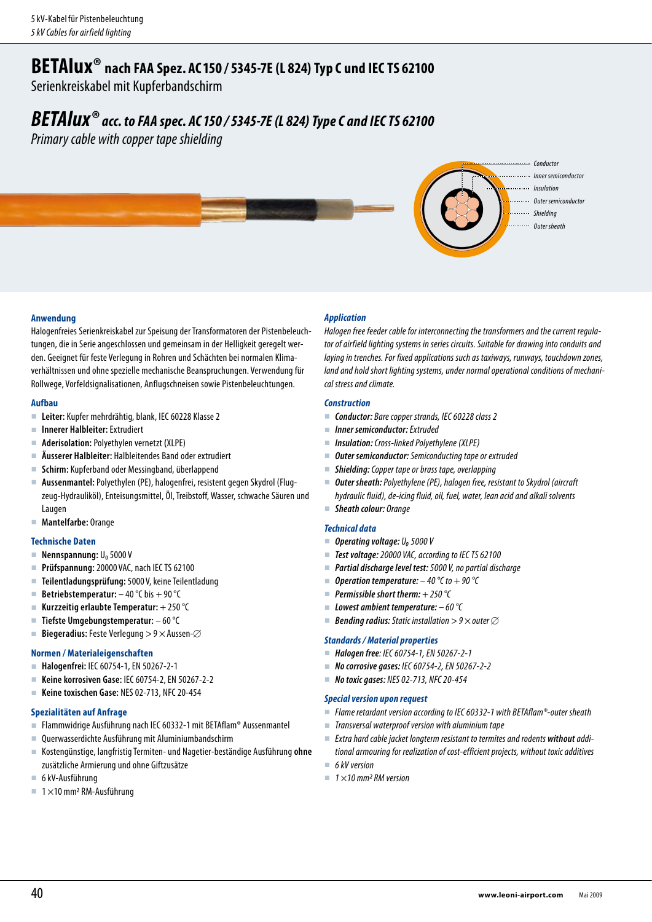# BETAlux® nach FAA Spez. AC 150 / 5345-7E (L 824) Typ C und IEC TS 62100

Serienkreiskabel mit Kupferbandschirm

# *BETAlux® acc. to FAA spec. AC 150 / 5345-7E (L 824) Type C and IEC TS 62100*

*Primary cable with copper tape shielding*

Conductor
Inner semiconductor
Insulation
Outer semiconductor
Shielding
Outer sheath

### Anwendung

Halogenfreies Serienkreiskabel zur Speisung der Transformatoren der Pistenbeleuchtungen, die in Serie angeschlossen und gemeinsam in der Helligkeit geregelt werden. Geeignet für feste Verlegung in Rohren und Schächten bei normalen Klimaverhältnissen und ohne spezielle mechanische Beanspruchungen. Verwendung für Rollwege, Vorfeldsignalisationen, Anflugschneisen sowie Pistenbeleuchtungen.

### Aufbau

- **Leiter:** Kupfer mehrdrähtig, blank, IEC 60228 Klasse 2
- **Innerer Halbleiter:** Extrudiert
- **Aderisolation:** Polyethylen vernetzt (XLPE)
- **Äusserer Halbleiter:** Halbleitendes Band oder extrudiert
- **Schirm:** Kupferband oder Messingband, überlappend
- **Aussenmantel:** Polyethylen (PE), halogenfrei, resistent gegen Skydrol (Flugzeug-Hydrauliköl), Enteisungsmittel, Öl, Treibstoff, Wasser, schwache Säuren und Laugen
- **Mantelfarbe:** Orange

### Technische Daten

- **Nennspannung:** $U_0$ 5000 V
- **Prüfspannung:** 20000 VAC, nach IEC TS 62100
- **Teilentladungsprüfung:** 5000 V, keine Teilentladung
- **Betriebstemperatur:** – 40 °C bis + 90 °C
- **Kurzzeitig erlaubte Temperatur:** + 250 °C
- **Tiefste Umgebungstemperatur:** – 60 °C
- **Biegeradius:** Feste Verlegung > 9 × Aussen-∅

### Normen / Materialeigenschaften

- **Halogenfrei:** IEC 60754-1, EN 50267-2-1
- **Keine korrosiven Gase:** IEC 60754-2, EN 50267-2-2
- **Keine toxischen Gase:** NES 02-713, NFC 20-454

### Spezialitäten auf Anfrage

- Flammwidrige Ausführung nach IEC 60332-1 mit BETAflam® Aussenmantel
- Querwasserdichte Ausführung mit Aluminiumbandschirm
- Kostengünstige, langfristig Termiten- und Nagetier-beständige Ausführung **ohne** zusätzliche Armierung und ohne Giftzusätze
- 6 kV-Ausführung
- 1 × 10 mm² RM-Ausführung

### *Application*

*Halogen free feeder cable for interconnecting the transformers and the current regulator of airfield lighting systems in series circuits. Suitable for drawing into conduits and laying in trenches. For fixed applications such as taxiways, runways, touchdown zones, land and hold short lighting systems, under normal operational conditions of mechanical stress and climate.*

### *Construction*

- ***Conductor:*** *Bare copper strands, IEC 60228 class 2*
- ***Inner semiconductor:*** *Extruded*
- ***Insulation:*** *Cross-linked Polyethylene (XLPE)*
- ***Outer semiconductor:*** *Semiconducting tape or extruded*
- ***Shielding:*** *Copper tape or brass tape, overlapping*
- ***Outer sheath:*** *Polyethylene (PE), halogen free, resistant to Skydrol (aircraft hydraulic fluid), de-icing fluid, oil, fuel, water, lean acid and alkali solvents*
- ***Sheath colour:*** *Orange*

### *Technical data*

- ***Operating voltage:*** *$U_0$ 5000 V*
- ***Test voltage:*** *20000 VAC, according to IEC TS 62100*
- ***Partial discharge level test:*** *5000 V, no partial discharge*
- ***Operation temperature:*** *– 40 °C to + 90 °C*
- ***Permissible short therm:*** *+ 250 °C*
- ***Lowest ambient temperature:*** *– 60 °C*
- ***Bending radius:*** *Static installation > 9 × outer ∅*

### *Standards / Material properties*

- ***Halogen free:*** *IEC 60754-1, EN 50267-2-1*
- ***No corrosive gases:*** *IEC 60754-2, EN 50267-2-2*
- ***No toxic gases:*** *NES 02-713, NFC 20-454*

### *Special version upon request*

- *Flame retardant version according to IEC 60332-1 with BETAflam®-outer sheath*
- *Transversal waterproof version with aluminium tape*
- *Extra hard cable jacket longterm resistant to termites and rodents **without** additional armouring for realization of cost-efficient projects, without toxic additives*
- *6 kV version*
- *1 × 10 mm² RM version*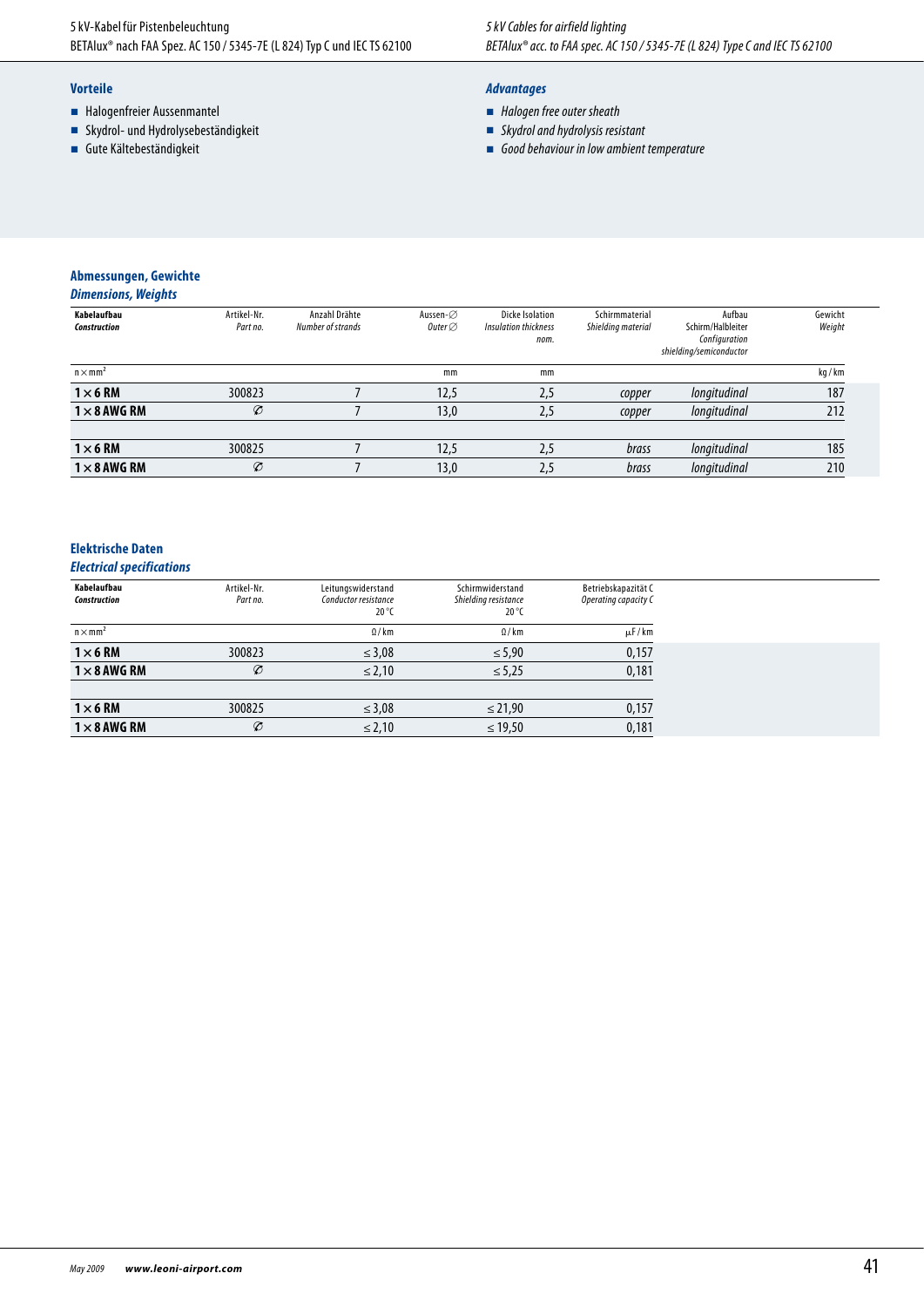5 kV-Kabel für Pistenbeleuchtung
BETAlux® nach FAA Spez. AC 150 / 5345-7E (L 824) Typ C und IEC TS 62100

*5 kV Cables for airfield lighting*
*BETAlux® acc. to FAA spec. AC 150 / 5345-7E (L 824) Type C and IEC TS 62100*

## Vorteile

- Halogenfreier Aussenmantel
- Skydrol- und Hydrolysebeständigkeit
- Gute Kältebeständigkeit

## *Advantages*

- *Halogen free outer sheath*
- *Skydrol and hydrolysis resistant*
- *Good behaviour in low ambient temperature*

## Abmessungen, Gewichte
### *Dimensions, Weights*

| Kabelaufbau *Construction* | Artikel-Nr. *Part no.* | Anzahl Drähte *Number of strands* | Aussen-∅ *Outer ∅* | Dicke Isolation *Insulation thickness nom.* | Schirmmaterial *Shielding material* | Aufbau Schirm/Halbleiter *Configuration shielding/semiconductor* | Gewicht *Weight* |
|---|---|---|---|---|---|---|---|
| n × mm² | | | mm | mm | | | kg / km |
| **1 × 6 RM** | 300823 | 7 | 12,5 | 2,5 | *copper* | *longitudinal* | 187 |
| **1 × 8 AWG RM** | ∅ | 7 | 13,0 | 2,5 | *copper* | *longitudinal* | 212 |
| | | | | | | | |
| **1 × 6 RM** | 300825 | 7 | 12,5 | 2,5 | *brass* | *longitudinal* | 185 |
| **1 × 8 AWG RM** | ∅ | 7 | 13,0 | 2,5 | *brass* | *longitudinal* | 210 |

## Elektrische Daten
### *Electrical specifications*

| Kabelaufbau *Construction* | Artikel-Nr. *Part no.* | Leitungswiderstand *Conductor resistance* 20 °C | Schirmwiderstand *Shielding resistance* 20 °C | Betriebskapazität C *Operating capacity C* |
|---|---|---|---|---|
| n × mm² | | Ω / km | Ω / km | μF / km |
| **1 × 6 RM** | 300823 | ≤ 3,08 | ≤ 5,90 | 0,157 |
| **1 × 8 AWG RM** | ∅ | ≤ 2,10 | ≤ 5,25 | 0,181 |
| | | | | |
| **1 × 6 RM** | 300825 | ≤ 3,08 | ≤ 21,90 | 0,157 |
| **1 × 8 AWG RM** | ∅ | ≤ 2,10 | ≤ 19,50 | 0,181 |

*May 2009* ***www.leoni-airport.com***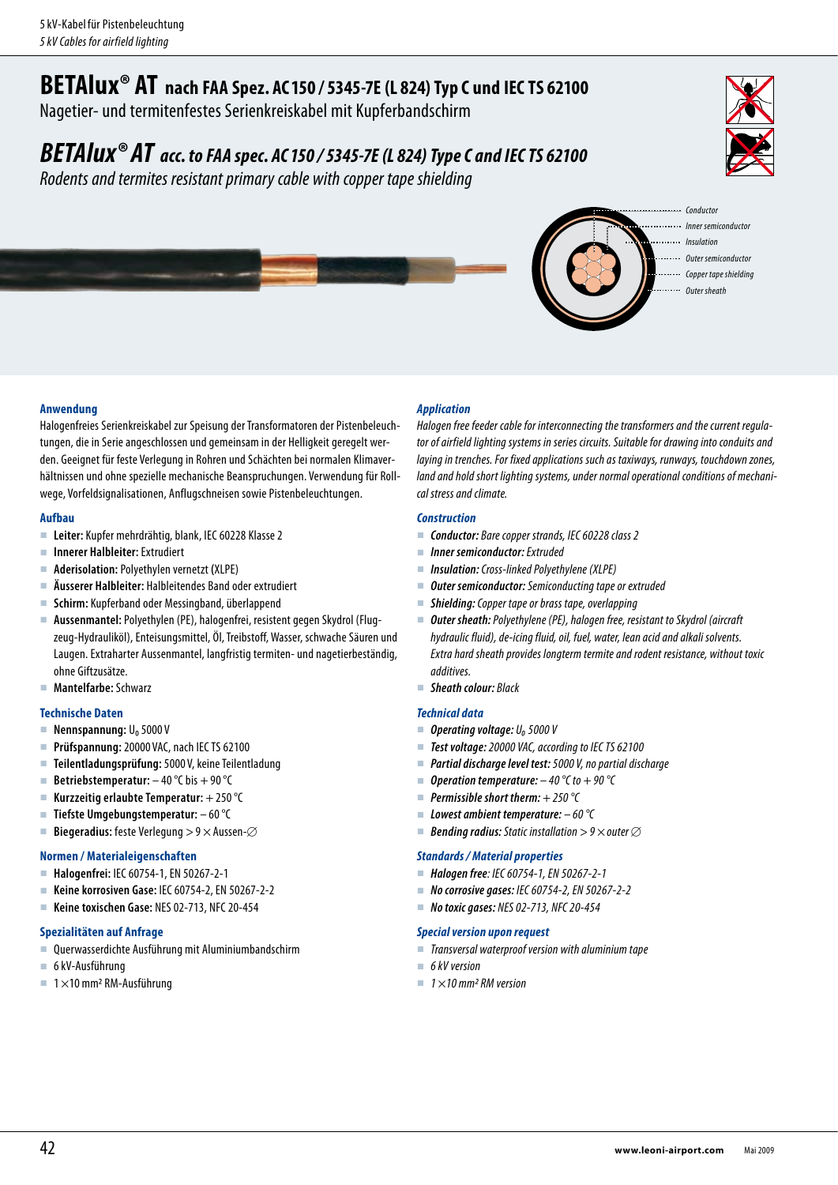# BETAlux® AT nach FAA Spez. AC150 / 5345-7E (L 824) Typ C und IEC TS 62100

Nagetier- und termitenfestes Serienkreiskabel mit Kupferbandschirm

# *BETAlux® AT acc. to FAA spec. AC150 / 5345-7E (L 824) Type C and IEC TS 62100*

*Rodents and termites resistant primary cable with copper tape shielding*

*Conductor*
*Inner semiconductor*
*Insulation*
*Outer semiconductor*
*Copper tape shielding*
*Outer sheath*

### Anwendung

Halogenfreies Serienkreiskabel zur Speisung der Transformatoren der Pistenbeleuchtungen, die in Serie angeschlossen und gemeinsam in der Helligkeit geregelt werden. Geeignet für feste Verlegung in Rohren und Schächten bei normalen Klimaverhältnissen und ohne spezielle mechanische Beanspruchungen. Verwendung für Rollwege, Vorfeldsignalisationen, Anflugschneisen sowie Pistenbeleuchtungen.

### Aufbau

- **Leiter:** Kupfer mehrdrähtig, blank, IEC 60228 Klasse 2
- **Innerer Halbleiter:** Extrudiert
- **Aderisolation:** Polyethylen vernetzt (XLPE)
- **Äusserer Halbleiter:** Halbleitendes Band oder extrudiert
- **Schirm:** Kupferband oder Messingband, überlappend
- **Aussenmantel:** Polyethylen (PE), halogenfrei, resistent gegen Skydrol (Flugzeug-Hydrauliköl), Enteisungsmittel, Öl, Treibstoff, Wasser, schwache Säuren und Laugen. Extraharter Aussenmantel, langfristig termiten- und nagetierbeständig, ohne Giftzusätze.
- **Mantelfarbe:** Schwarz

### Technische Daten

- **Nennspannung:** $U_0$ 5000 V
- **Prüfspannung:** 20000 VAC, nach IEC TS 62100
- **Teilentladungsprüfung:** 5000 V, keine Teilentladung
- **Betriebstemperatur:** – 40 °C bis + 90 °C
- **Kurzzeitig erlaubte Temperatur:** + 250 °C
- **Tiefste Umgebungstemperatur:** – 60 °C
- **Biegeradius:** feste Verlegung > 9 × Aussen-∅

### Normen / Materialeigenschaften

- **Halogenfrei:** IEC 60754-1, EN 50267-2-1
- **Keine korrosiven Gase:** IEC 60754-2, EN 50267-2-2
- **Keine toxischen Gase:** NES 02-713, NFC 20-454

### Spezialitäten auf Anfrage

- Querwasserdichte Ausführung mit Aluminiumbandschirm
- 6 kV-Ausführung
- 1 × 10 mm² RM-Ausführung

### *Application*

*Halogen free feeder cable for interconnecting the transformers and the current regulator of airfield lighting systems in series circuits. Suitable for drawing into conduits and laying in trenches. For fixed applications such as taxiways, runways, touchdown zones, land and hold short lighting systems, under normal operational conditions of mechanical stress and climate.*

### *Construction*

- ***Conductor:*** *Bare copper strands, IEC 60228 class 2*
- ***Inner semiconductor:*** *Extruded*
- ***Insulation:*** *Cross-linked Polyethylene (XLPE)*
- ***Outer semiconductor:*** *Semiconducting tape or extruded*
- ***Shielding:*** *Copper tape or brass tape, overlapping*
- ***Outer sheath:*** *Polyethylene (PE), halogen free, resistant to Skydrol (aircraft hydraulic fluid), de-icing fluid, oil, fuel, water, lean acid and alkali solvents. Extra hard sheath provides longterm termite and rodent resistance, without toxic additives.*
- ***Sheath colour:*** *Black*

### *Technical data*

- ***Operating voltage:*** *$U_0$ 5000 V*
- ***Test voltage:*** *20000 VAC, according to IEC TS 62100*
- ***Partial discharge level test:*** *5000 V, no partial discharge*
- ***Operation temperature:*** *– 40 °C to + 90 °C*
- ***Permissible short therm:*** *+ 250 °C*
- ***Lowest ambient temperature:*** *– 60 °C*
- ***Bending radius:*** *Static installation > 9 × outer ∅*

### *Standards / Material properties*

- ***Halogen free:*** *IEC 60754-1, EN 50267-2-1*
- ***No corrosive gases:*** *IEC 60754-2, EN 50267-2-2*
- ***No toxic gases:*** *NES 02-713, NFC 20-454*

### *Special version upon request*

- *Transversal waterproof version with aluminium tape*
- *6 kV version*
- *1 × 10 mm² RM version*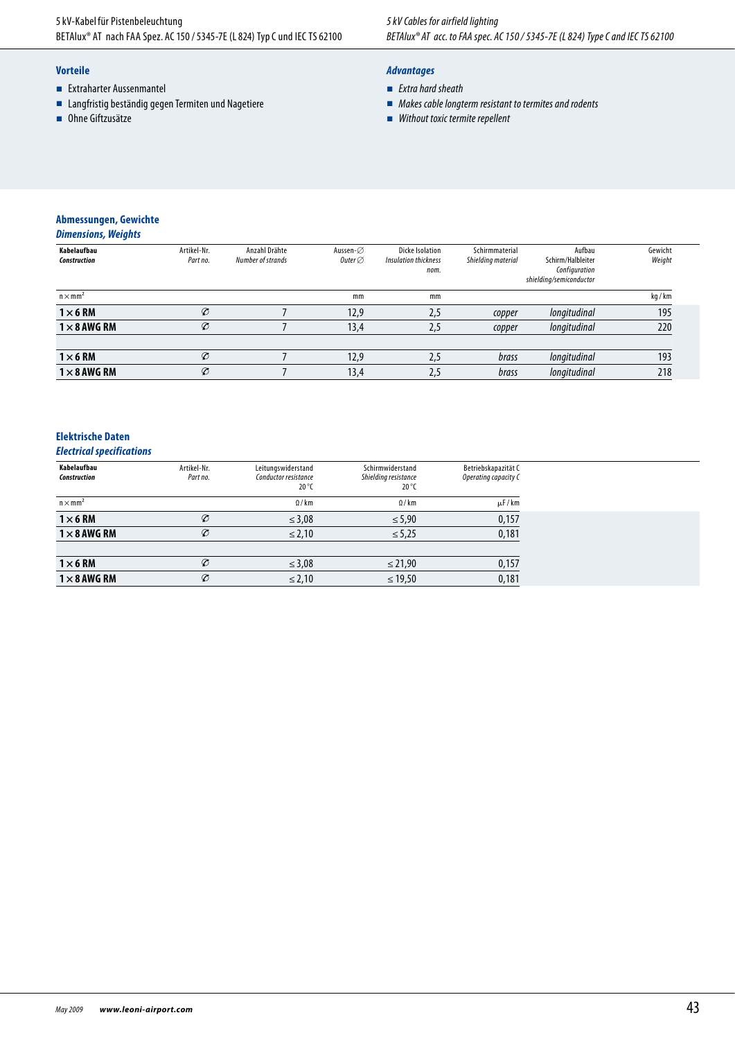5 kV-Kabel für Pistenbeleuchtung
BETAlux® AT nach FAA Spez. AC 150 / 5345-7E (L 824) Typ C und IEC TS 62100

*5 kV Cables for airfield lighting*
*BETAlux® AT acc. to FAA spec. AC 150 / 5345-7E (L 824) Type C and IEC TS 62100*

### Vorteile

- Extraharter Aussenmantel
- Langfristig beständig gegen Termiten und Nagetiere
- Ohne Giftzusätze

### *Advantages*

- *Extra hard sheath*
- *Makes cable longterm resistant to termites and rodents*
- *Without toxic termite repellent*

### Abmessungen, Gewichte
### *Dimensions, Weights*

| Kabelaufbau *Construction* | Artikel-Nr. *Part no.* | Anzahl Drähte *Number of strands* | Aussen-∅ *Outer ∅* | Dicke Isolation *Insulation thickness nom.* | Schirmmaterial *Shielding material* | Aufbau Schirm/Halbleiter *Configuration shielding/semiconductor* | Gewicht *Weight* |
|---|---|---|---|---|---|---|---|
| n × mm² | | | mm | mm | | | kg / km |
| **1 × 6 RM** | ∅ | 7 | 12,9 | 2,5 | *copper* | *longitudinal* | 195 |
| **1 × 8 AWG RM** | ∅ | 7 | 13,4 | 2,5 | *copper* | *longitudinal* | 220 |
| | | | | | | | |
| **1 × 6 RM** | ∅ | 7 | 12,9 | 2,5 | *brass* | *longitudinal* | 193 |
| **1 × 8 AWG RM** | ∅ | 7 | 13,4 | 2,5 | *brass* | *longitudinal* | 218 |

### Elektrische Daten
### *Electrical specifications*

| Kabelaufbau *Construction* | Artikel-Nr. *Part no.* | Leitungswiderstand *Conductor resistance* 20 °C | Schirmwiderstand *Shielding resistance* 20 °C | Betriebskapazität C *Operating capacity C* |
|---|---|---|---|---|
| n × mm² | | Ω / km | Ω / km | µF / km |
| **1 × 6 RM** | ∅ | ≤ 3,08 | ≤ 5,90 | 0,157 |
| **1 × 8 AWG RM** | ∅ | ≤ 2,10 | ≤ 5,25 | 0,181 |
| | | | | |
| **1 × 6 RM** | ∅ | ≤ 3,08 | ≤ 21,90 | 0,157 |
| **1 × 8 AWG RM** | ∅ | ≤ 2,10 | ≤ 19,50 | 0,181 |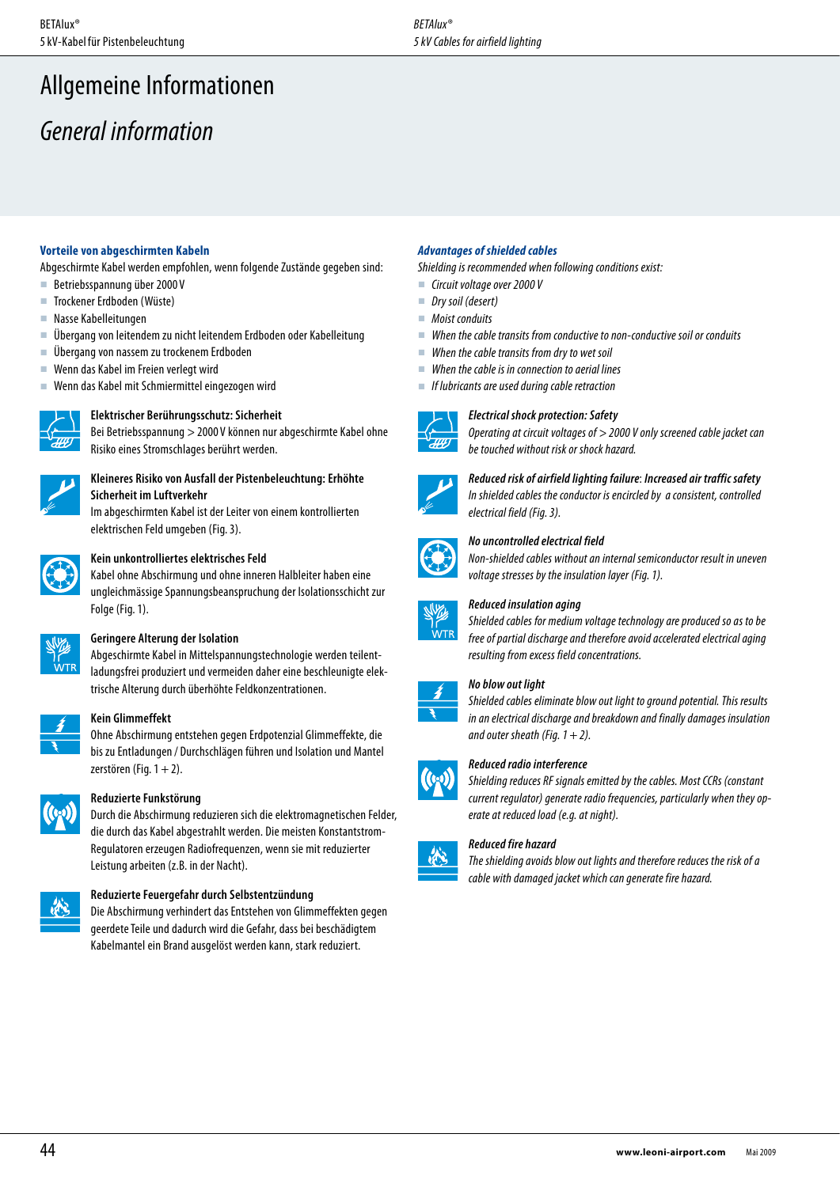# Allgemeine Informationen

# *General information*

### Vorteile von abgeschirmten Kabeln

Abgeschirmte Kabel werden empfohlen, wenn folgende Zustände gegeben sind:

- Betriebsspannung über 2000 V
- Trockener Erdboden (Wüste)
- Nasse Kabelleitungen
- Übergang von leitendem zu nicht leitendem Erdboden oder Kabelleitung
- Übergang von nassem zu trockenem Erdboden
- Wenn das Kabel im Freien verlegt wird
- Wenn das Kabel mit Schmiermittel eingezogen wird

**Elektrischer Berührungsschutz: Sicherheit**
Bei Betriebsspannung > 2000 V können nur abgeschirmte Kabel ohne Risiko eines Stromschlages berührt werden.

**Kleineres Risiko von Ausfall der Pistenbeleuchtung: Erhöhte Sicherheit im Luftverkehr**
Im abgeschirmten Kabel ist der Leiter von einem kontrollierten elektrischen Feld umgeben (Fig. 3).

**Kein unkontrolliertes elektrisches Feld**
Kabel ohne Abschirmung und ohne inneren Halbleiter haben eine ungleichmässige Spannungsbeanspruchung der Isolationsschicht zur Folge (Fig. 1).

**Geringere Alterung der Isolation**
Abgeschirmte Kabel in Mittelspannungstechnologie werden teilentladungsfrei produziert und vermeiden daher eine beschleunigte elektrische Alterung durch überhöhte Feldkonzentrationen.

**Kein Glimmeffekt**
Ohne Abschirmung entstehen gegen Erdpotenzial Glimmeffekte, die bis zu Entladungen / Durchschlägen führen und Isolation und Mantel zerstören (Fig. 1 + 2).

**Reduzierte Funkstörung**
Durch die Abschirmung reduzieren sich die elektromagnetischen Felder, die durch das Kabel abgestrahlt werden. Die meisten Konstantstrom-Regulatoren erzeugen Radiofrequenzen, wenn sie mit reduzierter Leistung arbeiten (z.B. in der Nacht).

**Reduzierte Feuergefahr durch Selbstentzündung**
Die Abschirmung verhindert das Entstehen von Glimmeffekten gegen geerdete Teile und dadurch wird die Gefahr, dass bei beschädigtem Kabelmantel ein Brand ausgelöst werden kann, stark reduziert.

### *Advantages of shielded cables*

*Shielding is recommended when following conditions exist:*

- *Circuit voltage over 2000 V*
- *Dry soil (desert)*
- *Moist conduits*
- *When the cable transits from conductive to non-conductive soil or conduits*
- *When the cable transits from dry to wet soil*
- *When the cable is in connection to aerial lines*
- *If lubricants are used during cable retraction*

***Electrical shock protection: Safety***
*Operating at circuit voltages of > 2000 V only screened cable jacket can be touched without risk or shock hazard.*

***Reduced risk of airfield lighting failure: Increased air traffic safety***
*In shielded cables the conductor is encircled by a consistent, controlled electrical field (Fig. 3).*

***No uncontrolled electrical field***
*Non-shielded cables without an internal semiconductor result in uneven voltage stresses by the insulation layer (Fig. 1).*

***Reduced insulation aging***
*Shielded cables for medium voltage technology are produced so as to be free of partial discharge and therefore avoid accelerated electrical aging resulting from excess field concentrations.*

***No blow out light***
*Shielded cables eliminate blow out light to ground potential. This results in an electrical discharge and breakdown and finally damages insulation and outer sheath (Fig. 1 + 2).*

***Reduced radio interference***
*Shielding reduces RF signals emitted by the cables. Most CCRs (constant current regulator) generate radio frequencies, particularly when they operate at reduced load (e.g. at night).*

***Reduced fire hazard***
*The shielding avoids blow out lights and therefore reduces the risk of a cable with damaged jacket which can generate fire hazard.*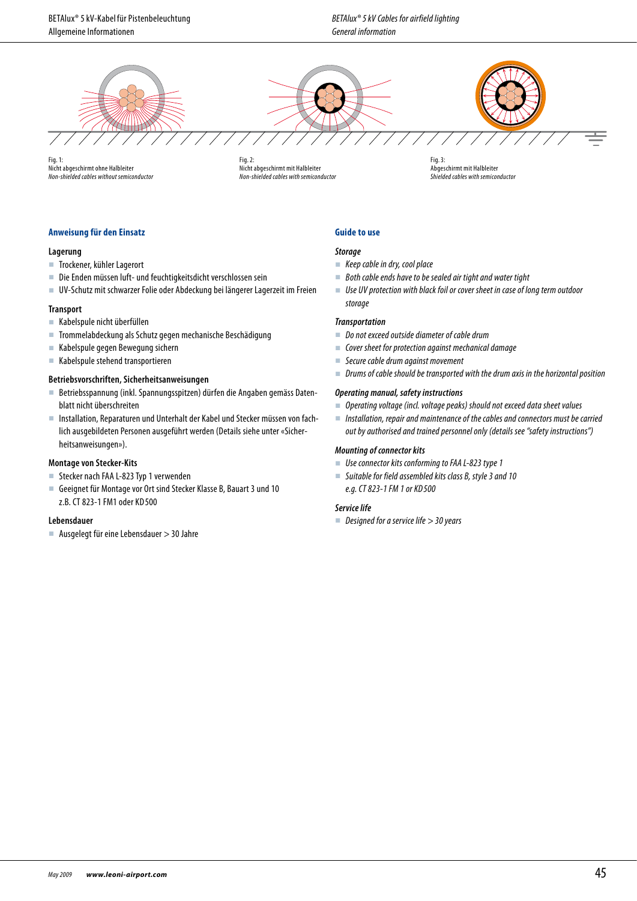Fig. 1:
Nicht abgeschirmt ohne Halbleiter
*Non-shielded cables without semiconductor*

Fig. 2:
Nicht abgeschirmt mit Halbleiter
*Non-shielded cables with semiconductor*

Fig. 3:
Abgeschirmt mit Halbleiter
*Shielded cables with semiconductor*

## Anweisung für den Einsatz

### Lagerung

- Trockener, kühler Lagerort
- Die Enden müssen luft- und feuchtigkeitsdicht verschlossen sein
- UV-Schutz mit schwarzer Folie oder Abdeckung bei längerer Lagerzeit im Freien

### Transport

- Kabelspule nicht überfüllen
- Trommelabdeckung als Schutz gegen mechanische Beschädigung
- Kabelspule gegen Bewegung sichern
- Kabelspule stehend transportieren

### Betriebsvorschriften, Sicherheitsanweisungen

- Betriebsspannung (inkl. Spannungsspitzen) dürfen die Angaben gemäss Datenblatt nicht überschreiten
- Installation, Reparaturen und Unterhalt der Kabel und Stecker müssen von fachlich ausgebildeten Personen ausgeführt werden (Details siehe unter «Sicherheitsanweisungen»).

### Montage von Stecker-Kits

- Stecker nach FAA L-823 Typ 1 verwenden
- Geeignet für Montage vor Ort sind Stecker Klasse B, Bauart 3 und 10 z.B. CT 823-1 FM1 oder KD500

### Lebensdauer

- Ausgelegt für eine Lebensdauer > 30 Jahre

## *Guide to use*

### *Storage*

- *Keep cable in dry, cool place*
- *Both cable ends have to be sealed air tight and water tight*
- *Use UV protection with black foil or cover sheet in case of long term outdoor storage*

### *Transportation*

- *Do not exceed outside diameter of cable drum*
- *Cover sheet for protection against mechanical damage*
- *Secure cable drum against movement*
- *Drums of cable should be transported with the drum axis in the horizontal position*

### *Operating manual, safety instructions*

- *Operating voltage (incl. voltage peaks) should not exceed data sheet values*
- *Installation, repair and maintenance of the cables and connectors must be carried out by authorised and trained personnel only (details see "safety instructions")*

### *Mounting of connector kits*

- *Use connector kits conforming to FAA L-823 type 1*
- *Suitable for field assembled kits class B, style 3 and 10 e.g. CT 823-1 FM 1 or KD500*

### *Service life*

- *Designed for a service life > 30 years*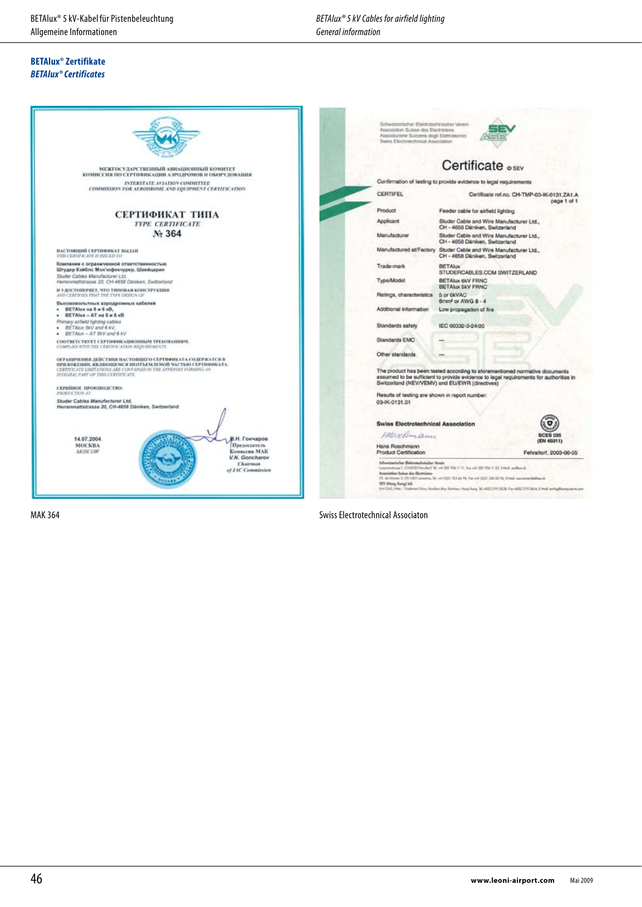## BETAlux® Zertifikate

## *BETAlux® Certificates*

MAK 364

Swiss Electrotechnical Associaton